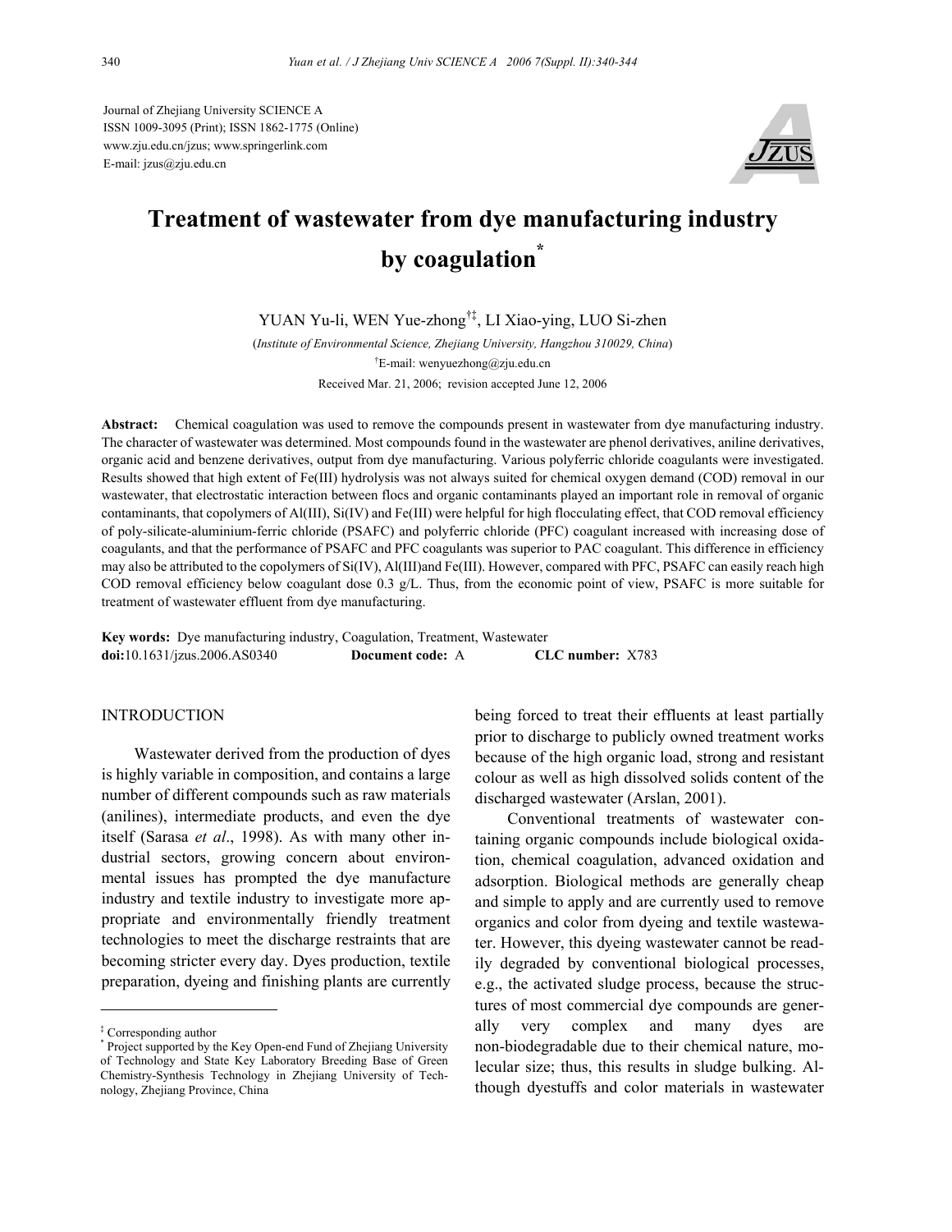Journal of Zhejiang University SCIENCE A
ISSN 1009-3095 (Print); ISSN 1862-1775 (Online)
www.zju.edu.cn/jzus; www.springerlink.com
E-mail: jzus@zju.edu.cn

# Treatment of wastewater from dye manufacturing industry by coagulation*

YUAN Yu-li, WEN Yue-zhong[†‡], LI Xiao-ying, LUO Si-zhen

(*Institute of Environmental Science, Zhejiang University, Hangzhou 310029, China*)

[†]E-mail: wenyuezhong@zju.edu.cn

Received Mar. 21, 2006; revision accepted June 12, 2006

**Abstract:** Chemical coagulation was used to remove the compounds present in wastewater from dye manufacturing industry. The character of wastewater was determined. Most compounds found in the wastewater are phenol derivatives, aniline derivatives, organic acid and benzene derivatives, output from dye manufacturing. Various polyferric chloride coagulants were investigated. Results showed that high extent of Fe(III) hydrolysis was not always suited for chemical oxygen demand (COD) removal in our wastewater, that electrostatic interaction between flocs and organic contaminants played an important role in removal of organic contaminants, that copolymers of Al(III), Si(IV) and Fe(III) were helpful for high flocculating effect, that COD removal efficiency of poly-silicate-aluminium-ferric chloride (PSAFC) and polyferric chloride (PFC) coagulant increased with increasing dose of coagulants, and that the performance of PSAFC and PFC coagulants was superior to PAC coagulant. This difference in efficiency may also be attributed to the copolymers of Si(IV), Al(III)and Fe(III). However, compared with PFC, PSAFC can easily reach high COD removal efficiency below coagulant dose 0.3 g/L. Thus, from the economic point of view, PSAFC is more suitable for treatment of wastewater effluent from dye manufacturing.

**Key words:** Dye manufacturing industry, Coagulation, Treatment, Wastewater

**doi:**10.1631/jzus.2006.AS0340 **Document code:** A **CLC number:** X783

## INTRODUCTION

Wastewater derived from the production of dyes is highly variable in composition, and contains a large number of different compounds such as raw materials (anilines), intermediate products, and even the dye itself (Sarasa *et al*., 1998). As with many other industrial sectors, growing concern about environmental issues has prompted the dye manufacture industry and textile industry to investigate more appropriate and environmentally friendly treatment technologies to meet the discharge restraints that are becoming stricter every day. Dyes production, textile preparation, dyeing and finishing plants are currently being forced to treat their effluents at least partially prior to discharge to publicly owned treatment works because of the high organic load, strong and resistant colour as well as high dissolved solids content of the discharged wastewater (Arslan, 2001).

Conventional treatments of wastewater containing organic compounds include biological oxidation, chemical coagulation, advanced oxidation and adsorption. Biological methods are generally cheap and simple to apply and are currently used to remove organics and color from dyeing and textile wastewater. However, this dyeing wastewater cannot be readily degraded by conventional biological processes, e.g., the activated sludge process, because the structures of most commercial dye compounds are generally very complex and many dyes are non-biodegradable due to their chemical nature, molecular size; thus, this results in sludge bulking. Although dyestuffs and color materials in wastewater

---

[‡] Corresponding author

[*] Project supported by the Key Open-end Fund of Zhejiang University of Technology and State Key Laboratory Breeding Base of Green Chemistry-Synthesis Technology in Zhejiang University of Technology, Zhejiang Province, China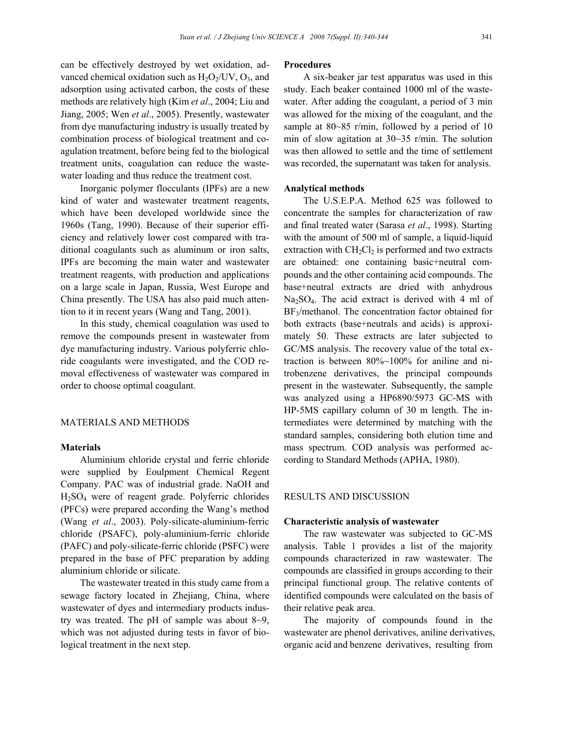can be effectively destroyed by wet oxidation, advanced chemical oxidation such as $H_2O_2$/UV, $O_3$, and adsorption using activated carbon, the costs of these methods are relatively high (Kim *et al*., 2004; Liu and Jiang, 2005; Wen *et al*., 2005). Presently, wastewater from dye manufacturing industry is usually treated by combination process of biological treatment and coagulation treatment, before being fed to the biological treatment units, coagulation can reduce the wastewater loading and thus reduce the treatment cost.

Inorganic polymer flocculants (IPFs) are a new kind of water and wastewater treatment reagents, which have been developed worldwide since the 1960s (Tang, 1990). Because of their superior efficiency and relatively lower cost compared with traditional coagulants such as aluminum or iron salts, IPFs are becoming the main water and wastewater treatment reagents, with production and applications on a large scale in Japan, Russia, West Europe and China presently. The USA has also paid much attention to it in recent years (Wang and Tang, 2001).

In this study, chemical coagulation was used to remove the compounds present in wastewater from dye manufacturing industry. Various polyferric chloride coagulants were investigated, and the COD removal effectiveness of wastewater was compared in order to choose optimal coagulant.

## MATERIALS AND METHODS

### Materials

Aluminium chloride crystal and ferric chloride were supplied by Eoulpment Chemical Regent Company. PAC was of industrial grade. NaOH and $H_2SO_4$ were of reagent grade. Polyferric chlorides (PFCs) were prepared according the Wang's method (Wang *et al*., 2003). Poly-silicate-aluminium-ferric chloride (PSAFC), poly-aluminium-ferric chloride (PAFC) and poly-silicate-ferric chloride (PSFC) were prepared in the base of PFC preparation by adding aluminium chloride or silicate.

The wastewater treated in this study came from a sewage factory located in Zhejiang, China, where wastewater of dyes and intermediary products industry was treated. The pH of sample was about 8~9, which was not adjusted during tests in favor of biological treatment in the next step.

### Procedures

A six-beaker jar test apparatus was used in this study. Each beaker contained 1000 ml of the wastewater. After adding the coagulant, a period of 3 min was allowed for the mixing of the coagulant, and the sample at 80~85 r/min, followed by a period of 10 min of slow agitation at 30~35 r/min. The solution was then allowed to settle and the time of settlement was recorded, the supernatant was taken for analysis.

### Analytical methods

The U.S.E.P.A. Method 625 was followed to concentrate the samples for characterization of raw and final treated water (Sarasa *et al*., 1998). Starting with the amount of 500 ml of sample, a liquid-liquid extraction with $CH_2Cl_2$ is performed and two extracts are obtained: one containing basic+neutral compounds and the other containing acid compounds. The base+neutral extracts are dried with anhydrous $Na_2SO_4$. The acid extract is derived with 4 ml of $BF_3$/methanol. The concentration factor obtained for both extracts (base+neutrals and acids) is approximately 50. These extracts are later subjected to GC/MS analysis. The recovery value of the total extraction is between 80%~100% for aniline and nitrobenzene derivatives, the principal compounds present in the wastewater. Subsequently, the sample was analyzed using a HP6890/5973 GC-MS with HP-5MS capillary column of 30 m length. The intermediates were determined by matching with the standard samples, considering both elution time and mass spectrum. COD analysis was performed according to Standard Methods (APHA, 1980).

## RESULTS AND DISCUSSION

### Characteristic analysis of wastewater

The raw wastewater was subjected to GC-MS analysis. Table 1 provides a list of the majority compounds characterized in raw wastewater. The compounds are classified in groups according to their principal functional group. The relative contents of identified compounds were calculated on the basis of their relative peak area.

The majority of compounds found in the wastewater are phenol derivatives, aniline derivatives, organic acid and benzene derivatives, resulting from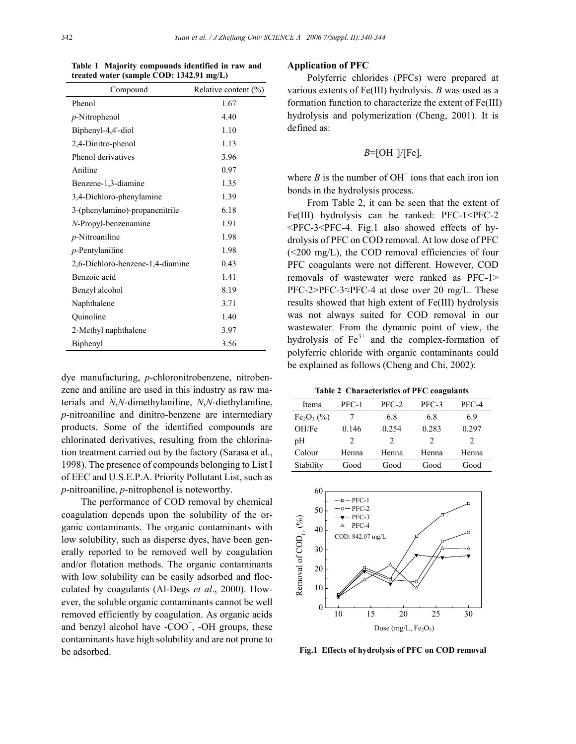**Table 1 Majority compounds identified in raw and treated water (sample COD: 1342.91 mg/L)**

| Compound | Relative content (%) |
|---|---|
| Phenol | 1.67 |
| *p*-Nitrophenol | 4.40 |
| Biphenyl-4,4'-diol | 1.10 |
| 2,4-Dinitro-phenol | 1.13 |
| Phenol derivatives | 3.96 |
| Aniline | 0.97 |
| Benzene-1,3-diamine | 1.35 |
| 3,4-Dichloro-phenylamine | 1.39 |
| 3-(phenylamino)-propanenitrile | 6.18 |
| *N*-Propyl-benzenamine | 1.91 |
| *p*-Nitroaniline | 1.98 |
| *p*-Pentylaniline | 1.98 |
| 2,6-Dichloro-benzene-1,4-diamine | 0.43 |
| Benzoic acid | 1.41 |
| Benzyl alcohol | 8.19 |
| Naphthalene | 3.71 |
| Quinoline | 1.40 |
| 2-Methyl naphthalene | 3.97 |
| Biphenyl | 3.56 |

dye manufacturing, *p*-chloronitrobenzene, nitrobenzene and aniline are used in this industry as raw materials and *N*,*N*-dimethylaniline, *N*,*N*-diethylaniline, *p*-nitroaniline and dinitro-benzene are intermediary products. Some of the identified compounds are chlorinated derivatives, resulting from the chlorination treatment carried out by the factory (Sarasa et al., 1998). The presence of compounds belonging to List I of EEC and U.S.E.P.A. Priority Pollutant List, such as *p*-nitroaniline, *p*-nitrophenol is noteworthy.

The performance of COD removal by chemical coagulation depends upon the solubility of the organic contaminants. The organic contaminants with low solubility, such as disperse dyes, have been generally reported to be removed well by coagulation and/or flotation methods. The organic contaminants with low solubility can be easily adsorbed and flocculated by coagulants (Al-Degs *et al*., 2000). However, the soluble organic contaminants cannot be well removed efficiently by coagulation. As organic acids and benzyl alcohol have $-COO^-$, -OH groups, these contaminants have high solubility and are not prone to be adsorbed.

### Application of PFC

Polyferric chlorides (PFCs) were prepared at various extents of Fe(III) hydrolysis. *B* was used as a formation function to characterize the extent of Fe(III) hydrolysis and polymerization (Cheng, 2001). It is defined as:

$$B=[OH^-]/[Fe],$$

where *B* is the number of $OH^-$ ions that each iron ion bonds in the hydrolysis process.

From Table 2, it can be seen that the extent of Fe(III) hydrolysis can be ranked: PFC-1<PFC-2<PFC-3<PFC-4. Fig.1 also showed effects of hydrolysis of PFC on COD removal. At low dose of PFC (<200 mg/L), the COD removal efficiencies of four PFC coagulants were not different. However, COD removals of wastewater were ranked as PFC-1>PFC-2>PFC-3≈PFC-4 at dose over 20 mg/L. These results showed that high extent of Fe(III) hydrolysis was not always suited for COD removal in our wastewater. From the dynamic point of view, the hydrolysis of $Fe^{3+}$ and the complex-formation of polyferric chloride with organic contaminants could be explained as follows (Cheng and Chi, 2002):

**Table 2 Characteristics of PFC coagulants**

| Items | PFC-1 | PFC-2 | PFC-3 | PFC-4 |
|---|---|---|---|---|
| $Fe_2O_3$ (%) | 7 | 6.8 | 6.8 | 6.9 |
| OH/Fe | 0.146 | 0.254 | 0.283 | 0.297 |
| pH | 2 | 2 | 2 | 2 |
| Colour | Henna | Henna | Henna | Henna |
| Stability | Good | Good | Good | Good |

**Fig.1 Effects of hydrolysis of PFC on COD removal**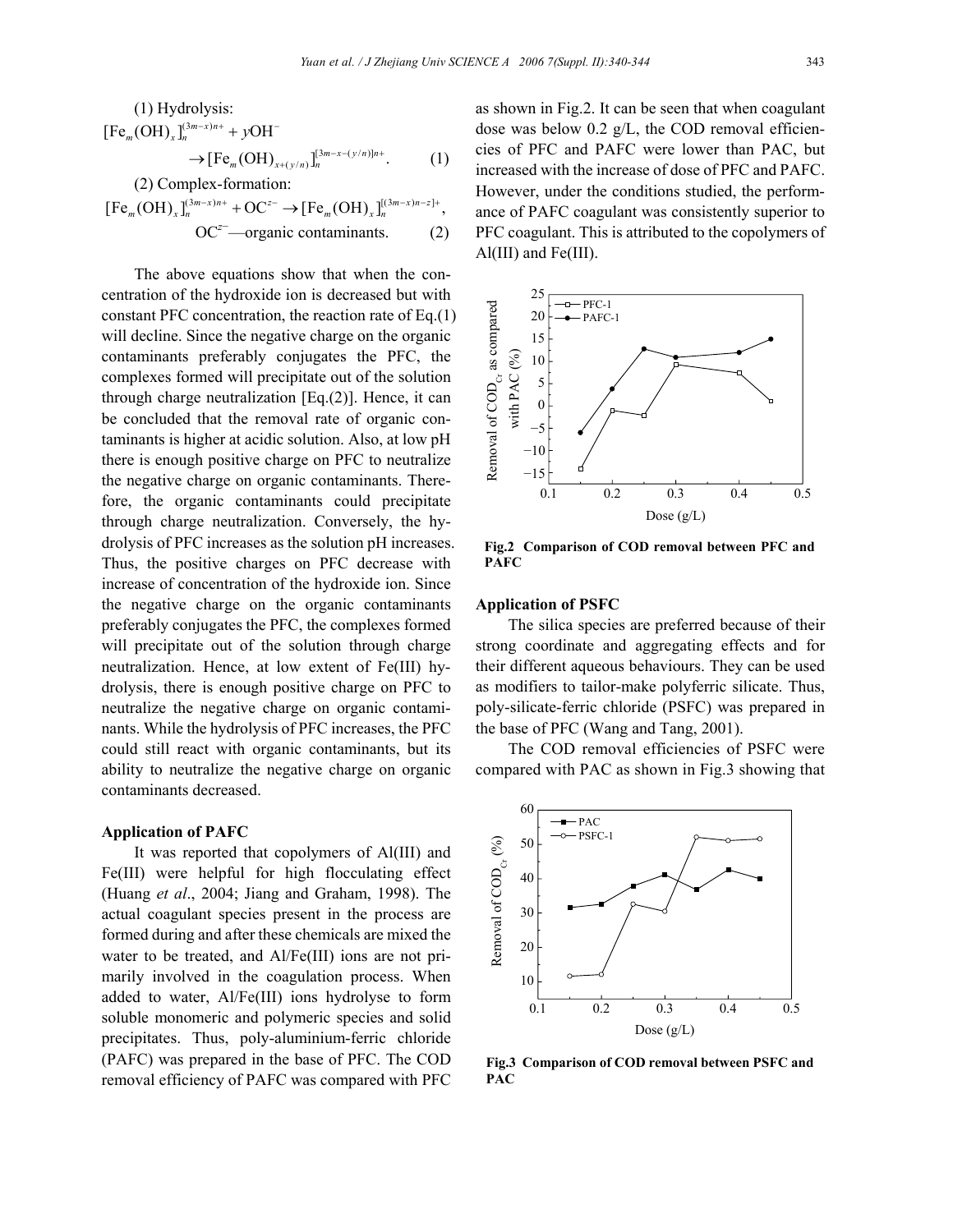(1) Hydrolysis:

$$[\text{Fe}_m(\text{OH})_x]_n^{(3m-x)n+} + y\text{OH}^- \rightarrow [\text{Fe}_m(\text{OH})_{x+(y/n)}]_n^{[3m-x-(y/n)]n+}. \quad (1)$$

(2) Complex-formation:

$$[\text{Fe}_m(\text{OH})_x]_n^{(3m-x)n+} + \text{OC}^{z-} \rightarrow [\text{Fe}_m(\text{OH})_x]_n^{[(3m-x)n-z]+},$$

$\text{OC}^{z-}$—organic contaminants. (2)

The above equations show that when the concentration of the hydroxide ion is decreased but with constant PFC concentration, the reaction rate of Eq.(1) will decline. Since the negative charge on the organic contaminants preferably conjugates the PFC, the complexes formed will precipitate out of the solution through charge neutralization [Eq.(2)]. Hence, it can be concluded that the removal rate of organic contaminants is higher at acidic solution. Also, at low pH there is enough positive charge on PFC to neutralize the negative charge on organic contaminants. Therefore, the organic contaminants could precipitate through charge neutralization. Conversely, the hydrolysis of PFC increases as the solution pH increases. Thus, the positive charges on PFC decrease with increase of concentration of the hydroxide ion. Since the negative charge on the organic contaminants preferably conjugates the PFC, the complexes formed will precipitate out of the solution through charge neutralization. Hence, at low extent of Fe(III) hydrolysis, there is enough positive charge on PFC to neutralize the negative charge on organic contaminants. While the hydrolysis of PFC increases, the PFC could still react with organic contaminants, but its ability to neutralize the negative charge on organic contaminants decreased.

**Application of PAFC**

It was reported that copolymers of Al(III) and Fe(III) were helpful for high flocculating effect (Huang *et al*., 2004; Jiang and Graham, 1998). The actual coagulant species present in the process are formed during and after these chemicals are mixed the water to be treated, and Al/Fe(III) ions are not primarily involved in the coagulation process. When added to water, Al/Fe(III) ions hydrolyse to form soluble monomeric and polymeric species and solid precipitates. Thus, poly-aluminium-ferric chloride (PAFC) was prepared in the base of PFC. The COD removal efficiency of PAFC was compared with PFC as shown in Fig.2. It can be seen that when coagulant dose was below 0.2 g/L, the COD removal efficiencies of PFC and PAFC were lower than PAC, but increased with the increase of dose of PFC and PAFC. However, under the conditions studied, the performance of PAFC coagulant was consistently superior to PFC coagulant. This is attributed to the copolymers of Al(III) and Fe(III).

PFC-1
PAFC-1
Removal of $\text{COD}_{\text{Cr}}$ as compared with PAC (%)
25
20
15
10
5
0
−5
−10
−15
0.1
0.2
0.3
0.4
0.5
Dose (g/L)

**Fig.2 Comparison of COD removal between PFC and PAFC**

**Application of PSFC**

The silica species are preferred because of their strong coordinate and aggregating effects and for their different aqueous behaviours. They can be used as modifiers to tailor-make polyferric silicate. Thus, poly-silicate-ferric chloride (PSFC) was prepared in the base of PFC (Wang and Tang, 2001).

The COD removal efficiencies of PSFC were compared with PAC as shown in Fig.3 showing that

PAC
PSFC-1
Removal of $\text{COD}_{\text{Cr}}$ (%)
60
50
40
30
20
10
0.1
0.2
0.3
0.4
0.5
Dose (g/L)

**Fig.3 Comparison of COD removal between PSFC and PAC**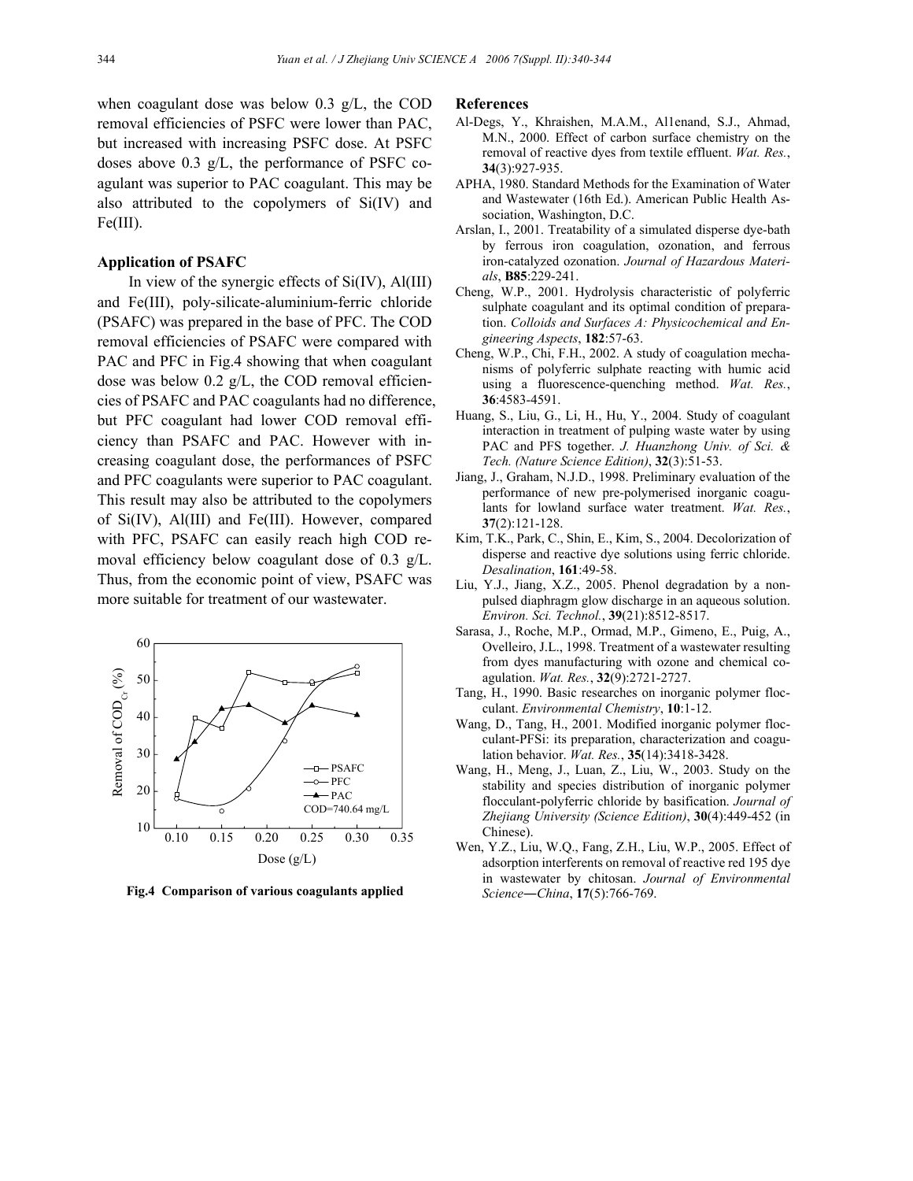when coagulant dose was below 0.3 g/L, the COD removal efficiencies of PSFC were lower than PAC, but increased with increasing PSFC dose. At PSFC doses above 0.3 g/L, the performance of PSFC coagulant was superior to PAC coagulant. This may be also attributed to the copolymers of Si(IV) and Fe(III).

### Application of PSAFC

In view of the synergic effects of Si(IV), Al(III) and Fe(III), poly-silicate-aluminium-ferric chloride (PSAFC) was prepared in the base of PFC. The COD removal efficiencies of PSAFC were compared with PAC and PFC in Fig.4 showing that when coagulant dose was below 0.2 g/L, the COD removal efficiencies of PSAFC and PAC coagulants had no difference, but PFC coagulant had lower COD removal efficiency than PSAFC and PAC. However with increasing coagulant dose, the performances of PSFC and PFC coagulants were superior to PAC coagulant. This result may also be attributed to the copolymers of Si(IV), Al(III) and Fe(III). However, compared with PFC, PSAFC can easily reach high COD removal efficiency below coagulant dose of 0.3 g/L. Thus, from the economic point of view, PSAFC was more suitable for treatment of our wastewater.

Removal of $COD_{Cr}$ (%)

60
50
40
30
20
10

0.10 0.15 0.20 0.25 0.30 0.35

Dose (g/L)

PSAFC
PFC
PAC
COD=740.64 mg/L

**Fig.4 Comparison of various coagulants applied**

### References

Al-Degs, Y., Khraishen, M.A.M., Al1enand, S.J., Ahmad, M.N., 2000. Effect of carbon surface chemistry on the removal of reactive dyes from textile effluent. *Wat. Res.*, **34**(3):927-935.

APHA, 1980. Standard Methods for the Examination of Water and Wastewater (16th Ed.). American Public Health Association, Washington, D.C.

Arslan, I., 2001. Treatability of a simulated disperse dye-bath by ferrous iron coagulation, ozonation, and ferrous iron-catalyzed ozonation. *Journal of Hazardous Materials*, **B85**:229-241.

Cheng, W.P., 2001. Hydrolysis characteristic of polyferric sulphate coagulant and its optimal condition of preparation. *Colloids and Surfaces A: Physicochemical and Engineering Aspects*, **182**:57-63.

Cheng, W.P., Chi, F.H., 2002. A study of coagulation mechanisms of polyferric sulphate reacting with humic acid using a fluorescence-quenching method. *Wat. Res.*, **36**:4583-4591.

Huang, S., Liu, G., Li, H., Hu, Y., 2004. Study of coagulant interaction in treatment of pulping waste water by using PAC and PFS together. *J. Huanzhong Univ. of Sci. & Tech. (Nature Science Edition)*, **32**(3):51-53.

Jiang, J., Graham, N.J.D., 1998. Preliminary evaluation of the performance of new pre-polymerised inorganic coagulants for lowland surface water treatment. *Wat. Res.*, **37**(2):121-128.

Kim, T.K., Park, C., Shin, E., Kim, S., 2004. Decolorization of disperse and reactive dye solutions using ferric chloride. *Desalination*, **161**:49-58.

Liu, Y.J., Jiang, X.Z., 2005. Phenol degradation by a non-pulsed diaphragm glow discharge in an aqueous solution. *Environ. Sci. Technol.*, **39**(21):8512-8517.

Sarasa, J., Roche, M.P., Ormad, M.P., Gimeno, E., Puig, A., Ovelleiro, J.L., 1998. Treatment of a wastewater resulting from dyes manufacturing with ozone and chemical coagulation. *Wat. Res.*, **32**(9):2721-2727.

Tang, H., 1990. Basic researches on inorganic polymer flocculant. *Environmental Chemistry*, **10**:1-12.

Wang, D., Tang, H., 2001. Modified inorganic polymer flocculant-PFSi: its preparation, characterization and coagulation behavior. *Wat. Res.*, **35**(14):3418-3428.

Wang, H., Meng, J., Luan, Z., Liu, W., 2003. Study on the stability and species distribution of inorganic polymer flocculant-polyferric chloride by basification. *Journal of Zhejiang University (Science Edition)*, **30**(4):449-452 (in Chinese).

Wen, Y.Z., Liu, W.Q., Fang, Z.H., Liu, W.P., 2005. Effect of adsorption interferents on removal of reactive red 195 dye in wastewater by chitosan. *Journal of Environmental Science—China*, **17**(5):766-769.